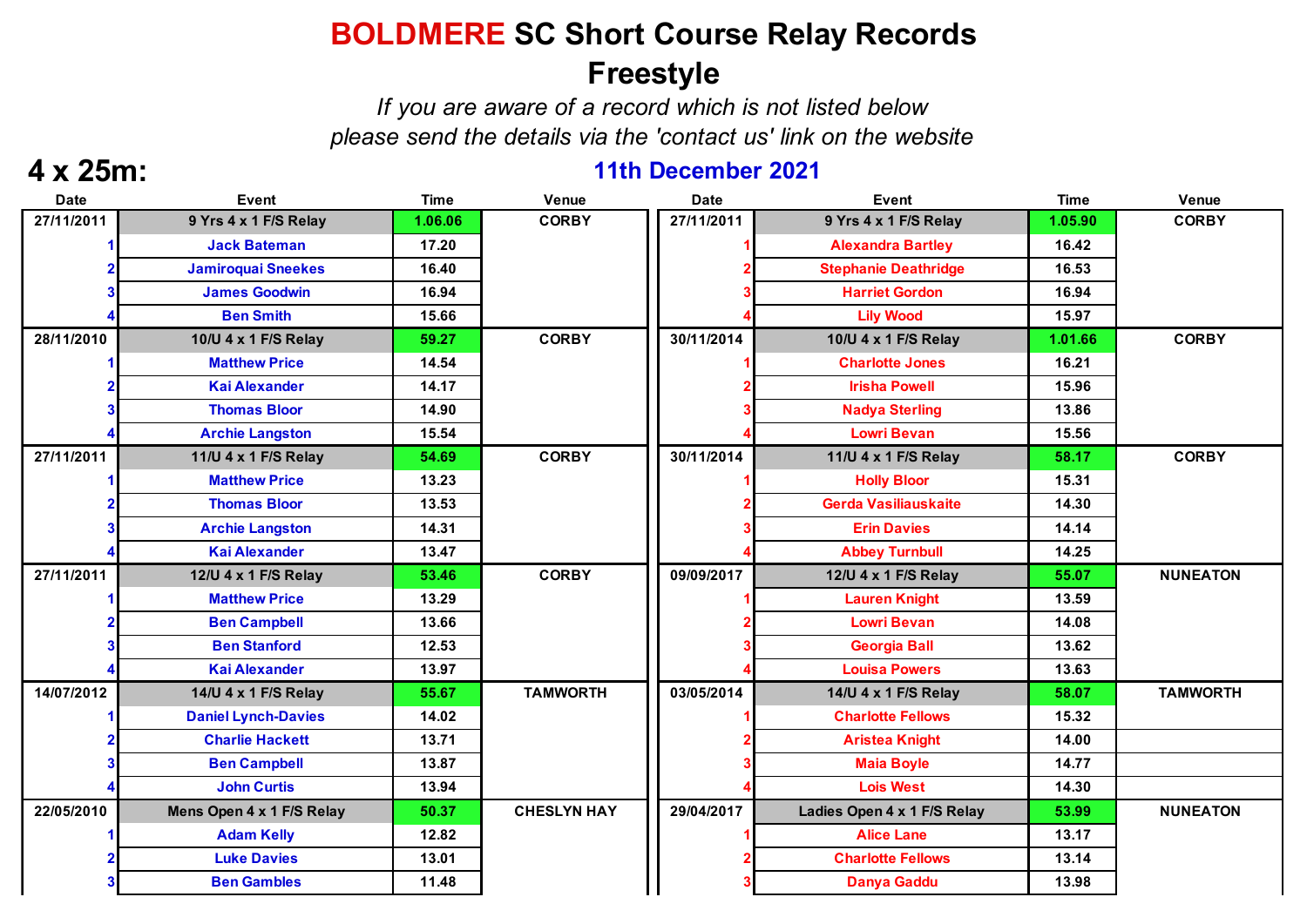# **BOLDMERE SC Short Course Relay Records**

## Freestyle

*If you are aware of a record which is not listed below please send the details via the 'contact us' link on the website*

## 4 x 25m:

**11th December 2021**

| Date | Event | Time | Venue |
|---|---|---|---|
| 27/11/2011 | 9 Yrs 4 x 1 F/S Relay | 1.06.06 | CORBY |
| 1 | Jack Bateman | 17.20 | |
| 2 | Jamiroquai Sneekes | 16.40 | |
| 3 | James Goodwin | 16.94 | |
| 4 | Ben Smith | 15.66 | |
| 28/11/2010 | 10/U 4 x 1 F/S Relay | 59.27 | CORBY |
| 1 | Matthew Price | 14.54 | |
| 2 | Kai Alexander | 14.17 | |
| 3 | Thomas Bloor | 14.90 | |
| 4 | Archie Langston | 15.54 | |
| 27/11/2011 | 11/U 4 x 1 F/S Relay | 54.69 | CORBY |
| 1 | Matthew Price | 13.23 | |
| 2 | Thomas Bloor | 13.53 | |
| 3 | Archie Langston | 14.31 | |
| 4 | Kai Alexander | 13.47 | |
| 27/11/2011 | 12/U 4 x 1 F/S Relay | 53.46 | CORBY |
| 1 | Matthew Price | 13.29 | |
| 2 | Ben Campbell | 13.66 | |
| 3 | Ben Stanford | 12.53 | |
| 4 | Kai Alexander | 13.97 | |
| 14/07/2012 | 14/U 4 x 1 F/S Relay | 55.67 | TAMWORTH |
| 1 | Daniel Lynch-Davies | 14.02 | |
| 2 | Charlie Hackett | 13.71 | |
| 3 | Ben Campbell | 13.87 | |
| 4 | John Curtis | 13.94 | |
| 22/05/2010 | Mens Open 4 x 1 F/S Relay | 50.37 | CHESLYN HAY |
| 1 | Adam Kelly | 12.82 | |
| 2 | Luke Davies | 13.01 | |
| 3 | Ben Gambles | 11.48 | |

| Date | Event | Time | Venue |
|---|---|---|---|
| 27/11/2011 | 9 Yrs 4 x 1 F/S Relay | 1.05.90 | CORBY |
| 1 | Alexandra Bartley | 16.42 | |
| 2 | Stephanie Deathridge | 16.53 | |
| 3 | Harriet Gordon | 16.94 | |
| 4 | Lily Wood | 15.97 | |
| 30/11/2014 | 10/U 4 x 1 F/S Relay | 1.01.66 | CORBY |
| 1 | Charlotte Jones | 16.21 | |
| 2 | Irisha Powell | 15.96 | |
| 3 | Nadya Sterling | 13.86 | |
| 4 | Lowri Bevan | 15.56 | |
| 30/11/2014 | 11/U 4 x 1 F/S Relay | 58.17 | CORBY |
| 1 | Holly Bloor | 15.31 | |
| 2 | Gerda Vasiliauskaite | 14.30 | |
| 3 | Erin Davies | 14.14 | |
| 4 | Abbey Turnbull | 14.25 | |
| 09/09/2017 | 12/U 4 x 1 F/S Relay | 55.07 | NUNEATON |
| 1 | Lauren Knight | 13.59 | |
| 2 | Lowri Bevan | 14.08 | |
| 3 | Georgia Ball | 13.62 | |
| 4 | Louisa Powers | 13.63 | |
| 03/05/2014 | 14/U 4 x 1 F/S Relay | 58.07 | TAMWORTH |
| 1 | Charlotte Fellows | 15.32 | |
| 2 | Aristea Knight | 14.00 | |
| 3 | Maia Boyle | 14.77 | |
| 4 | Lois West | 14.30 | |
| 29/04/2017 | Ladies Open 4 x 1 F/S Relay | 53.99 | NUNEATON |
| 1 | Alice Lane | 13.17 | |
| 2 | Charlotte Fellows | 13.14 | |
| 3 | Danya Gaddu | 13.98 | |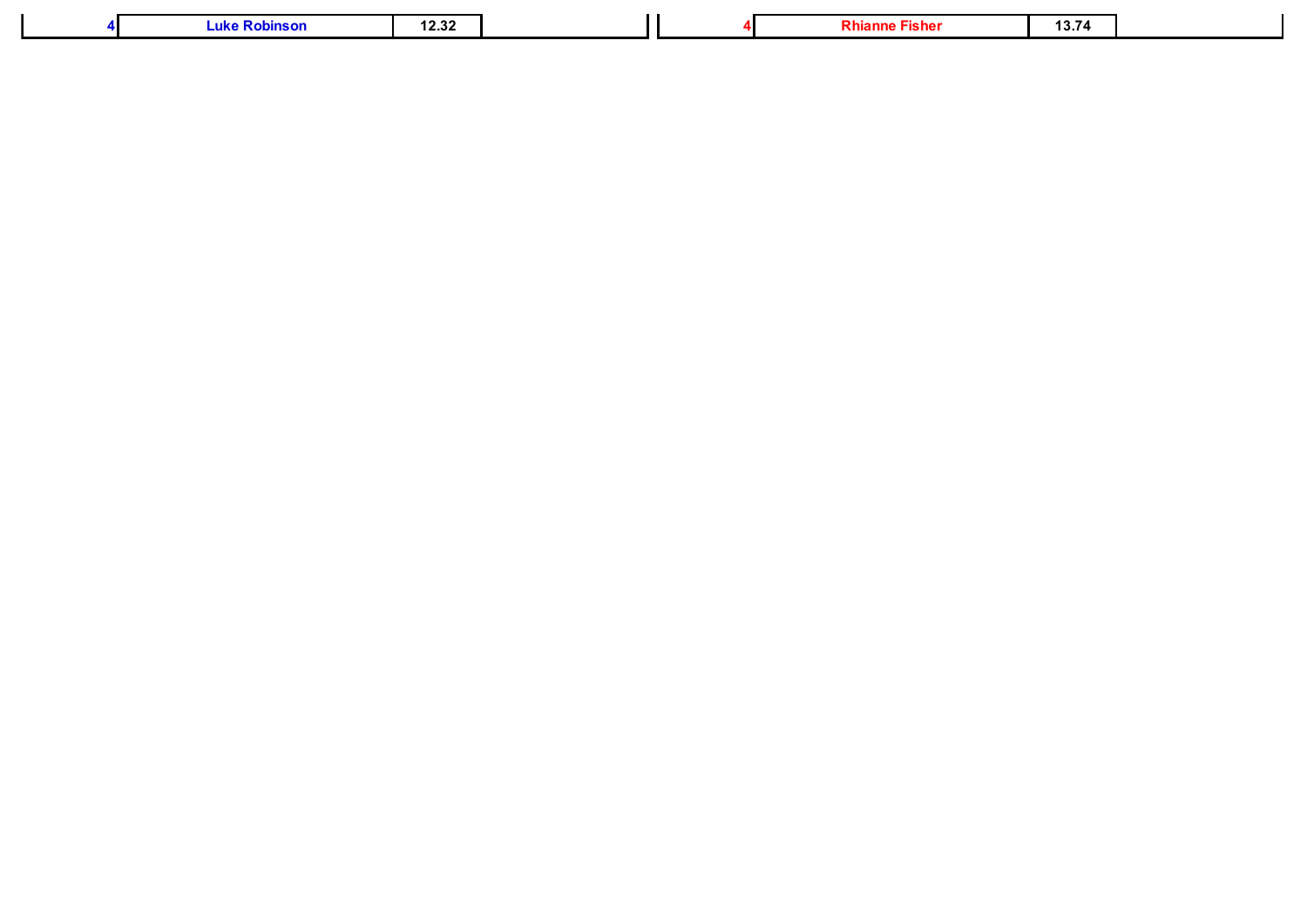| 4 | Luke Robinson | 12.32 | |
|---|---|---|---|

| 4 | Rhianne Fisher | 13.74 | |
|---|---|---|---|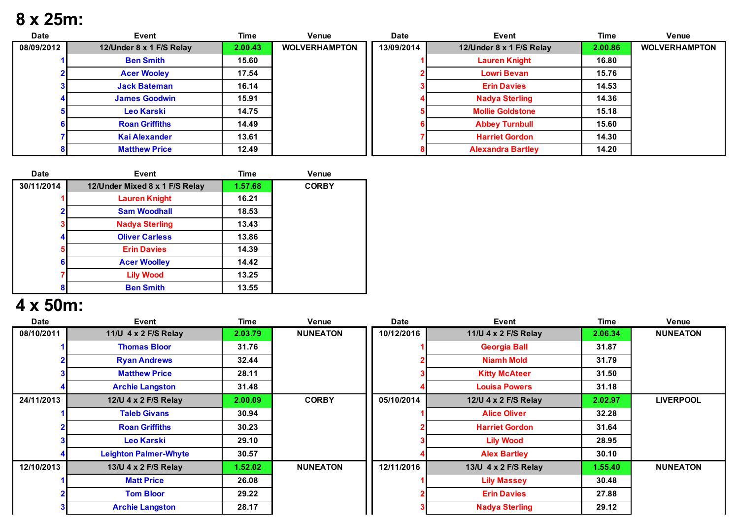# 8 x 25m:

| Date | Event | Time | Venue |
|---|---|---|---|
| 08/09/2012 | 12/Under 8 x 1 F/S Relay | 2.00.43 | WOLVERHAMPTON |
| 1 | Ben Smith | 15.60 | |
| 2 | Acer Wooley | 17.54 | |
| 3 | Jack Bateman | 16.14 | |
| 4 | James Goodwin | 15.91 | |
| 5 | Leo Karski | 14.75 | |
| 6 | Roan Griffiths | 14.49 | |
| 7 | Kai Alexander | 13.61 | |
| 8 | Matthew Price | 12.49 | |

| Date | Event | Time | Venue |
|---|---|---|---|
| 13/09/2014 | 12/Under 8 x 1 F/S Relay | 2.00.86 | WOLVERHAMPTON |
| 1 | Lauren Knight | 16.80 | |
| 2 | Lowri Bevan | 15.76 | |
| 3 | Erin Davies | 14.53 | |
| 4 | Nadya Sterling | 14.36 | |
| 5 | Mollie Goldstone | 15.18 | |
| 6 | Abbey Turnbull | 15.60 | |
| 7 | Harriet Gordon | 14.30 | |
| 8 | Alexandra Bartley | 14.20 | |

| Date | Event | Time | Venue |
|---|---|---|---|
| 30/11/2014 | 12/Under Mixed 8 x 1 F/S Relay | 1.57.68 | CORBY |
| 1 | Lauren Knight | 16.21 | |
| 2 | Sam Woodhall | 18.53 | |
| 3 | Nadya Sterling | 13.43 | |
| 4 | Oliver Carless | 13.86 | |
| 5 | Erin Davies | 14.39 | |
| 6 | Acer Woolley | 14.42 | |
| 7 | Lily Wood | 13.25 | |
| 8 | Ben Smith | 13.55 | |

# 4 x 50m:

| Date | Event | Time | Venue |
|---|---|---|---|
| 08/10/2011 | 11/U 4 x 2 F/S Relay | 2.03.79 | NUNEATON |
| 1 | Thomas Bloor | 31.76 | |
| 2 | Ryan Andrews | 32.44 | |
| 3 | Matthew Price | 28.11 | |
| 4 | Archie Langston | 31.48 | |
| 24/11/2013 | 12/U 4 x 2 F/S Relay | 2.00.09 | CORBY |
| 1 | Taleb Givans | 30.94 | |
| 2 | Roan Griffiths | 30.23 | |
| 3 | Leo Karski | 29.10 | |
| 4 | Leighton Palmer-Whyte | 30.57 | |
| 12/10/2013 | 13/U 4 x 2 F/S Relay | 1.52.02 | NUNEATON |
| 1 | Matt Price | 26.08 | |
| 2 | Tom Bloor | 29.22 | |
| 3 | Archie Langston | 28.17 | |

| Date | Event | Time | Venue |
|---|---|---|---|
| 10/12/2016 | 11/U 4 x 2 F/S Relay | 2.06.34 | NUNEATON |
| 1 | Georgia Ball | 31.87 | |
| 2 | Niamh Mold | 31.79 | |
| 3 | Kitty McAteer | 31.50 | |
| 4 | Louisa Powers | 31.18 | |
| 05/10/2014 | 12/U 4 x 2 F/S Relay | 2.02.97 | LIVERPOOL |
| 1 | Alice Oliver | 32.28 | |
| 2 | Harriet Gordon | 31.64 | |
| 3 | Lily Wood | 28.95 | |
| 4 | Alex Bartley | 30.10 | |
| 12/11/2016 | 13/U 4 x 2 F/S Relay | 1.55.40 | NUNEATON |
| 1 | Lily Massey | 30.48 | |
| 2 | Erin Davies | 27.88 | |
| 3 | Nadya Sterling | 29.12 | |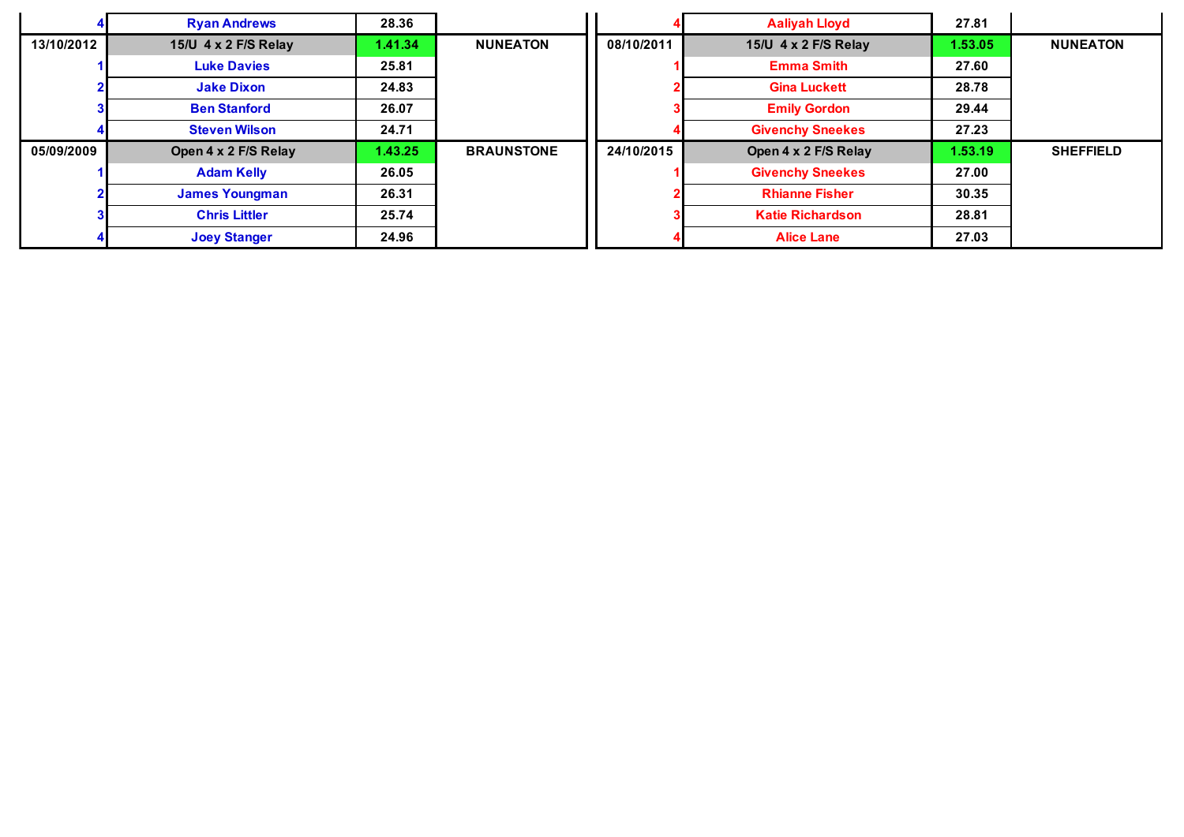| | | | |
|---|---|---|---|
| 4 | Ryan Andrews | 28.36 | |
| 13/10/2012 | 15/U 4 x 2 F/S Relay | 1.41.34 | NUNEATON |
| 1 | Luke Davies | 25.81 | |
| 2 | Jake Dixon | 24.83 | |
| 3 | Ben Stanford | 26.07 | |
| 4 | Steven Wilson | 24.71 | |
| 05/09/2009 | Open 4 x 2 F/S Relay | 1.43.25 | BRAUNSTONE |
| 1 | Adam Kelly | 26.05 | |
| 2 | James Youngman | 26.31 | |
| 3 | Chris Littler | 25.74 | |
| 4 | Joey Stanger | 24.96 | |

| | | | |
|---|---|---|---|
| 4 | Aaliyah Lloyd | 27.81 | |
| 08/10/2011 | 15/U 4 x 2 F/S Relay | 1.53.05 | NUNEATON |
| 1 | Emma Smith | 27.60 | |
| 2 | Gina Luckett | 28.78 | |
| 3 | Emily Gordon | 29.44 | |
| 4 | Givenchy Sneekes | 27.23 | |
| 24/10/2015 | Open 4 x 2 F/S Relay | 1.53.19 | SHEFFIELD |
| 1 | Givenchy Sneekes | 27.00 | |
| 2 | Rhianne Fisher | 30.35 | |
| 3 | Katie Richardson | 28.81 | |
| 4 | Alice Lane | 27.03 | |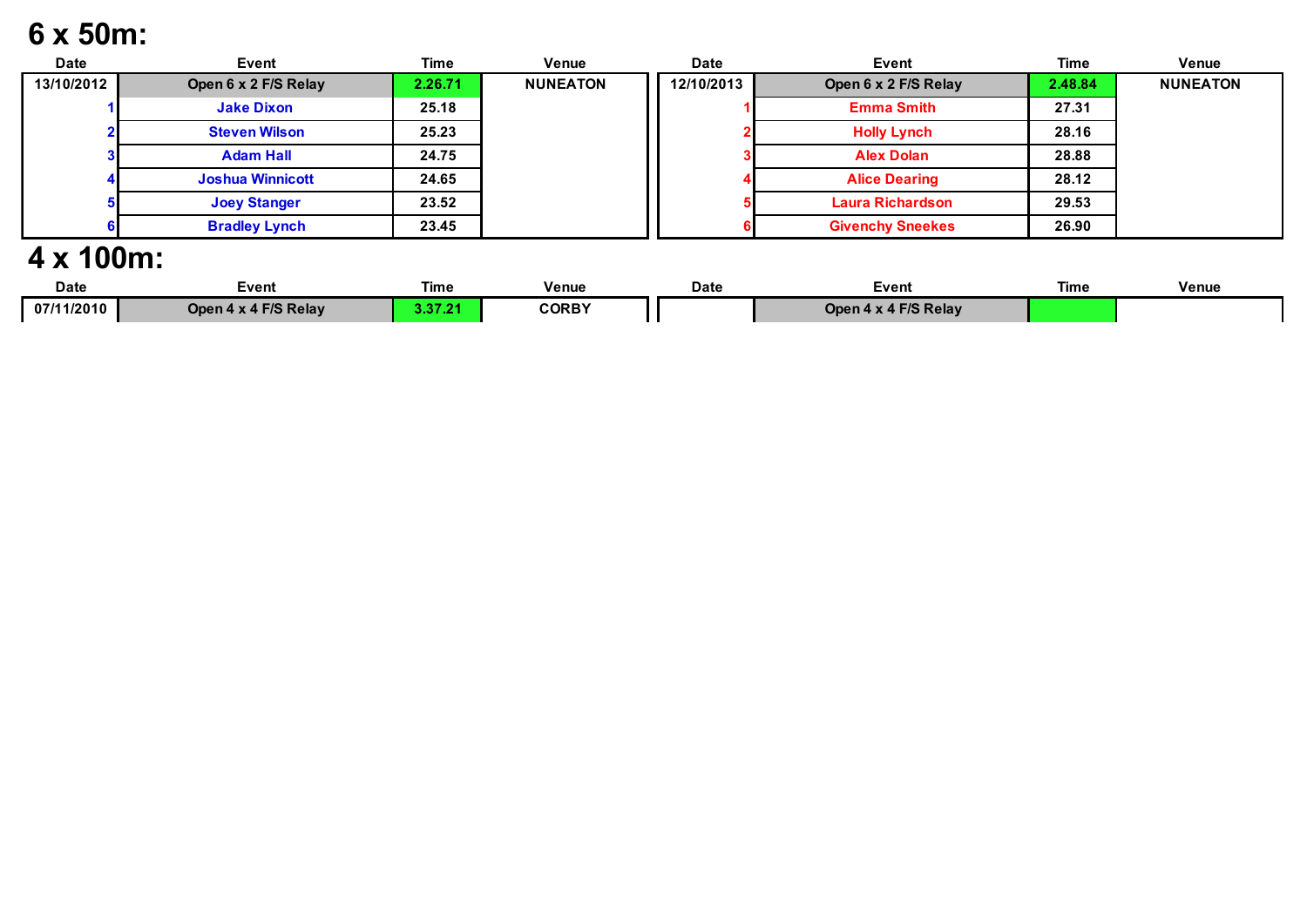# 6 x 50m:

| Date | Event | Time | Venue |
|---|---|---|---|
| 13/10/2012 | Open 6 x 2 F/S Relay | 2.26.71 | NUNEATON |
| 1 | Jake Dixon | 25.18 | |
| 2 | Steven Wilson | 25.23 | |
| 3 | Adam Hall | 24.75 | |
| 4 | Joshua Winnicott | 24.65 | |
| 5 | Joey Stanger | 23.52 | |
| 6 | Bradley Lynch | 23.45 | |

| Date | Event | Time | Venue |
|---|---|---|---|
| 12/10/2013 | Open 6 x 2 F/S Relay | 2.48.84 | NUNEATON |
| 1 | Emma Smith | 27.31 | |
| 2 | Holly Lynch | 28.16 | |
| 3 | Alex Dolan | 28.88 | |
| 4 | Alice Dearing | 28.12 | |
| 5 | Laura Richardson | 29.53 | |
| 6 | Givenchy Sneekes | 26.90 | |

# 4 x 100m:

| Date | Event | Time | Venue |
|---|---|---|---|
| 07/11/2010 | Open 4 x 4 F/S Relay | 3.37.21 | CORBY |

| Date | Event | Time | Venue |
|---|---|---|---|
| | Open 4 x 4 F/S Relay | | |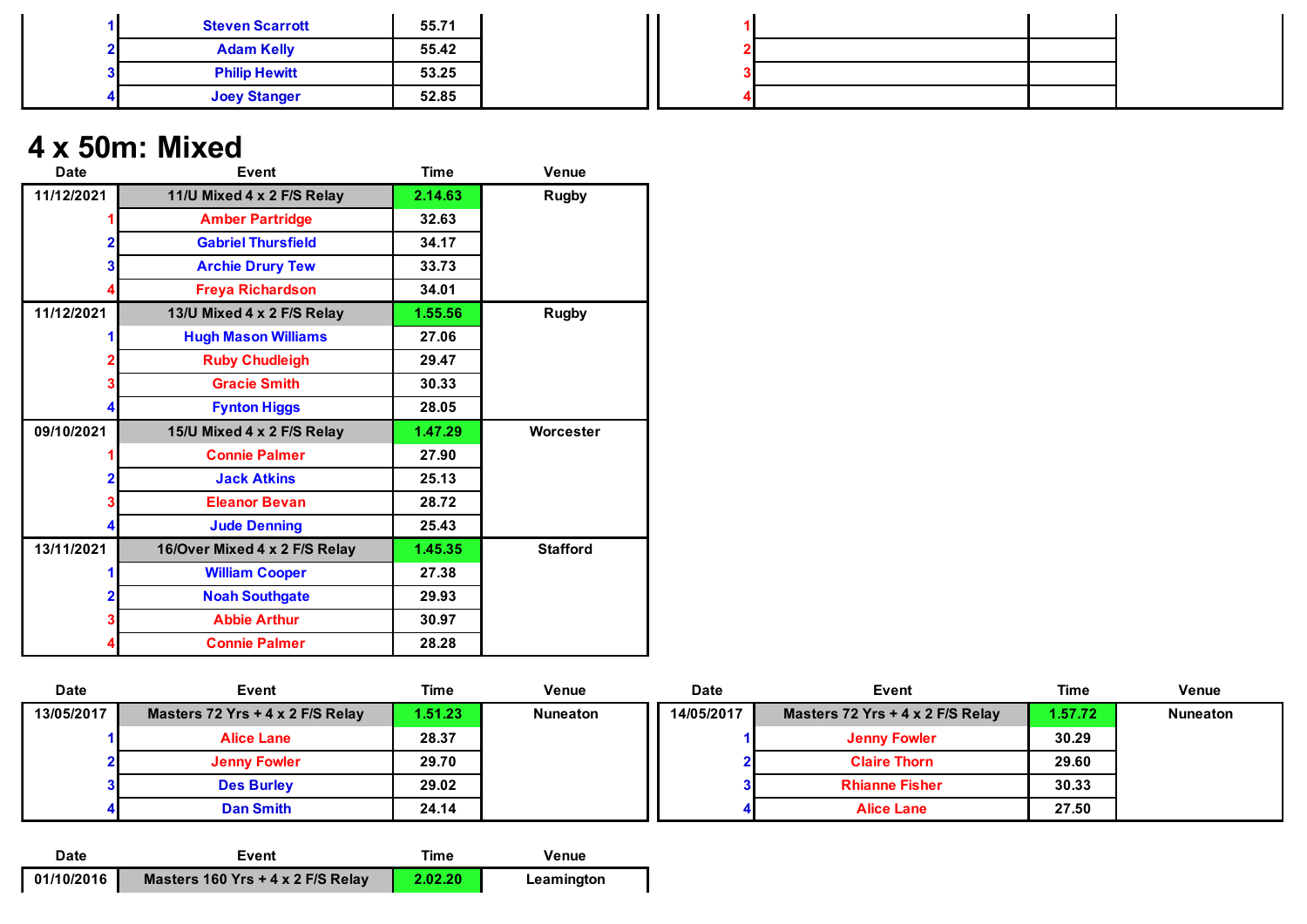| | | | |
|---|---|---|---|
| 1 | Steven Scarrott | 55.71 | |
| 2 | Adam Kelly | 55.42 | |
| 3 | Philip Hewitt | 53.25 | |
| 4 | Joey Stanger | 52.85 | |

| | | | |
|---|---|---|---|
| 1 | | | |
| 2 | | | |
| 3 | | | |
| 4 | | | |

# 4 x 50m: Mixed

| Date | Event | Time | Venue |
|---|---|---|---|
| 11/12/2021 | 11/U Mixed 4 x 2 F/S Relay | 2.14.63 | Rugby |
| 1 | Amber Partridge | 32.63 | |
| 2 | Gabriel Thursfield | 34.17 | |
| 3 | Archie Drury Tew | 33.73 | |
| 4 | Freya Richardson | 34.01 | |
| 11/12/2021 | 13/U Mixed 4 x 2 F/S Relay | 1.55.56 | Rugby |
| 1 | Hugh Mason Williams | 27.06 | |
| 2 | Ruby Chudleigh | 29.47 | |
| 3 | Gracie Smith | 30.33 | |
| 4 | Fynton Higgs | 28.05 | |
| 09/10/2021 | 15/U Mixed 4 x 2 F/S Relay | 1.47.29 | Worcester |
| 1 | Connie Palmer | 27.90 | |
| 2 | Jack Atkins | 25.13 | |
| 3 | Eleanor Bevan | 28.72 | |
| 4 | Jude Denning | 25.43 | |
| 13/11/2021 | 16/Over Mixed 4 x 2 F/S Relay | 1.45.35 | Stafford |
| 1 | William Cooper | 27.38 | |
| 2 | Noah Southgate | 29.93 | |
| 3 | Abbie Arthur | 30.97 | |
| 4 | Connie Palmer | 28.28 | |

| Date | Event | Time | Venue |
|---|---|---|---|
| 13/05/2017 | Masters 72 Yrs + 4 x 2 F/S Relay | 1.51.23 | Nuneaton |
| 1 | Alice Lane | 28.37 | |
| 2 | Jenny Fowler | 29.70 | |
| 3 | Des Burley | 29.02 | |
| 4 | Dan Smith | 24.14 | |

| Date | Event | Time | Venue |
|---|---|---|---|
| 14/05/2017 | Masters 72 Yrs + 4 x 2 F/S Relay | 1.57.72 | Nuneaton |
| 1 | Jenny Fowler | 30.29 | |
| 2 | Claire Thorn | 29.60 | |
| 3 | Rhianne Fisher | 30.33 | |
| 4 | Alice Lane | 27.50 | |

| Date | Event | Time | Venue |
|---|---|---|---|
| 01/10/2016 | Masters 160 Yrs + 4 x 2 F/S Relay | 2.02.20 | Leamington |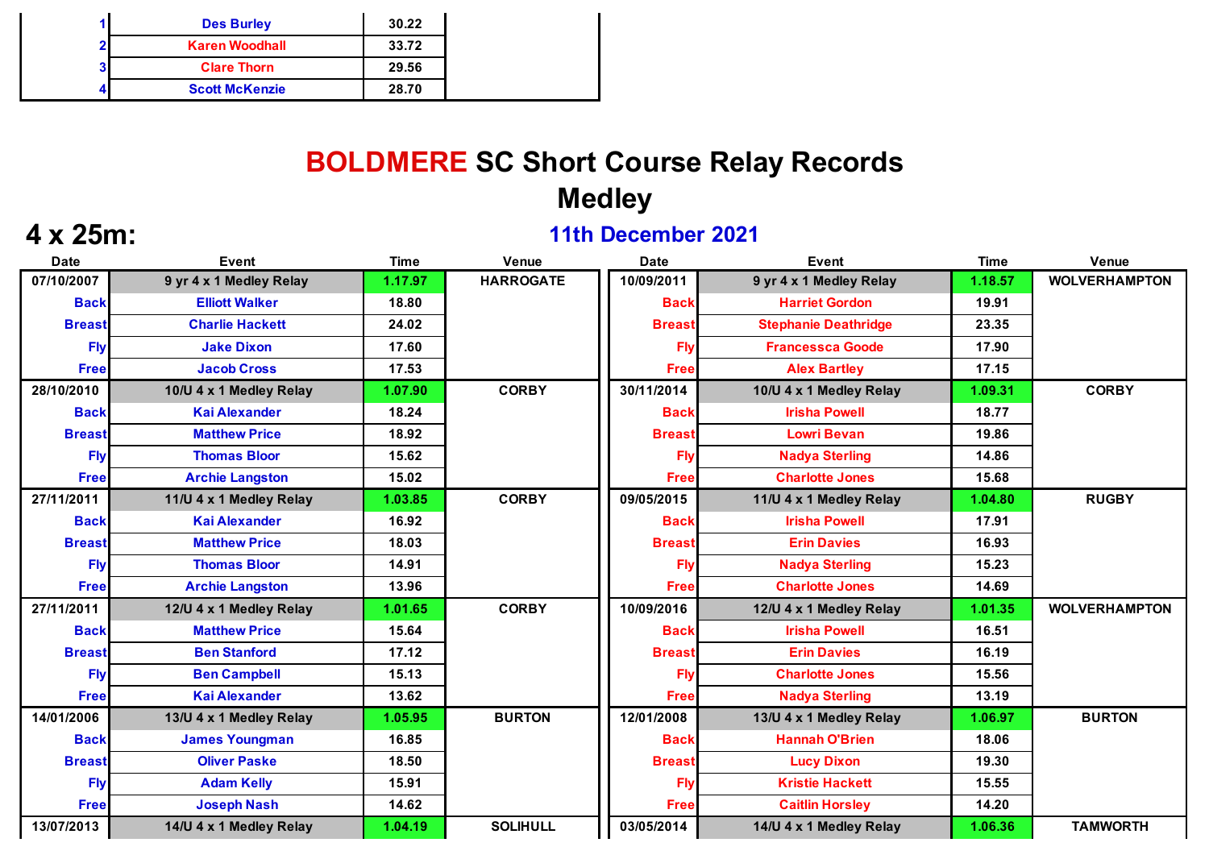| | | | |
|---|---|---|---|
| 1 | Des Burley | 30.22 | |
| 2 | Karen Woodhall | 33.72 | |
| 3 | Clare Thorn | 29.56 | |
| 4 | Scott McKenzie | 28.70 | |

# BOLDMERE SC Short Course Relay Records

## Medley

## 4 x 25m:

### 11th December 2021

| Date | Event | Time | Venue | Date | Event | Time | Venue |
|---|---|---|---|---|---|---|---|
| 07/10/2007 | 9 yr 4 x 1 Medley Relay | 1.17.97 | HARROGATE | 10/09/2011 | 9 yr 4 x 1 Medley Relay | 1.18.57 | WOLVERHAMPTON |
| Back | Elliott Walker | 18.80 | | Back | Harriet Gordon | 19.91 | |
| Breast | Charlie Hackett | 24.02 | | Breast | Stephanie Deathridge | 23.35 | |
| Fly | Jake Dixon | 17.60 | | Fly | Francessca Goode | 17.90 | |
| Free | Jacob Cross | 17.53 | | Free | Alex Bartley | 17.15 | |
| 28/10/2010 | 10/U 4 x 1 Medley Relay | 1.07.90 | CORBY | 30/11/2014 | 10/U 4 x 1 Medley Relay | 1.09.31 | CORBY |
| Back | Kai Alexander | 18.24 | | Back | Irisha Powell | 18.77 | |
| Breast | Matthew Price | 18.92 | | Breast | Lowri Bevan | 19.86 | |
| Fly | Thomas Bloor | 15.62 | | Fly | Nadya Sterling | 14.86 | |
| Free | Archie Langston | 15.02 | | Free | Charlotte Jones | 15.68 | |
| 27/11/2011 | 11/U 4 x 1 Medley Relay | 1.03.85 | CORBY | 09/05/2015 | 11/U 4 x 1 Medley Relay | 1.04.80 | RUGBY |
| Back | Kai Alexander | 16.92 | | Back | Irisha Powell | 17.91 | |
| Breast | Matthew Price | 18.03 | | Breast | Erin Davies | 16.93 | |
| Fly | Thomas Bloor | 14.91 | | Fly | Nadya Sterling | 15.23 | |
| Free | Archie Langston | 13.96 | | Free | Charlotte Jones | 14.69 | |
| 27/11/2011 | 12/U 4 x 1 Medley Relay | 1.01.65 | CORBY | 10/09/2016 | 12/U 4 x 1 Medley Relay | 1.01.35 | WOLVERHAMPTON |
| Back | Matthew Price | 15.64 | | Back | Irisha Powell | 16.51 | |
| Breast | Ben Stanford | 17.12 | | Breast | Erin Davies | 16.19 | |
| Fly | Ben Campbell | 15.13 | | Fly | Charlotte Jones | 15.56 | |
| Free | Kai Alexander | 13.62 | | Free | Nadya Sterling | 13.19 | |
| 14/01/2006 | 13/U 4 x 1 Medley Relay | 1.05.95 | BURTON | 12/01/2008 | 13/U 4 x 1 Medley Relay | 1.06.97 | BURTON |
| Back | James Youngman | 16.85 | | Back | Hannah O'Brien | 18.06 | |
| Breast | Oliver Paske | 18.50 | | Breast | Lucy Dixon | 19.30 | |
| Fly | Adam Kelly | 15.91 | | Fly | Kristie Hackett | 15.55 | |
| Free | Joseph Nash | 14.62 | | Free | Caitlin Horsley | 14.20 | |
| 13/07/2013 | 14/U 4 x 1 Medley Relay | 1.04.19 | SOLIHULL | 03/05/2014 | 14/U 4 x 1 Medley Relay | 1.06.36 | TAMWORTH |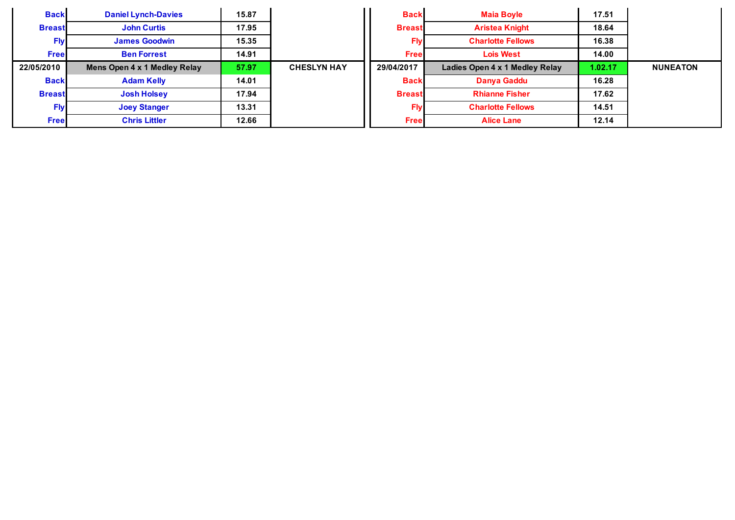| | | | | | | | |
|---|---|---|---|---|---|---|---|
| Back | Daniel Lynch-Davies | 15.87 | | Back | Maia Boyle | 17.51 | |
| Breast | John Curtis | 17.95 | | Breast | Aristea Knight | 18.64 | |
| Fly | James Goodwin | 15.35 | | Fly | Charlotte Fellows | 16.38 | |
| Free | Ben Forrest | 14.91 | | Free | Lois West | 14.00 | |
| 22/05/2010 | Mens Open 4 x 1 Medley Relay | 57.97 | CHESLYN HAY | 29/04/2017 | Ladies Open 4 x 1 Medley Relay | 1.02.17 | NUNEATON |
| Back | Adam Kelly | 14.01 | | Back | Danya Gaddu | 16.28 | |
| Breast | Josh Holsey | 17.94 | | Breast | Rhianne Fisher | 17.62 | |
| Fly | Joey Stanger | 13.31 | | Fly | Charlotte Fellows | 14.51 | |
| Free | Chris Littler | 12.66 | | Free | Alice Lane | 12.14 | |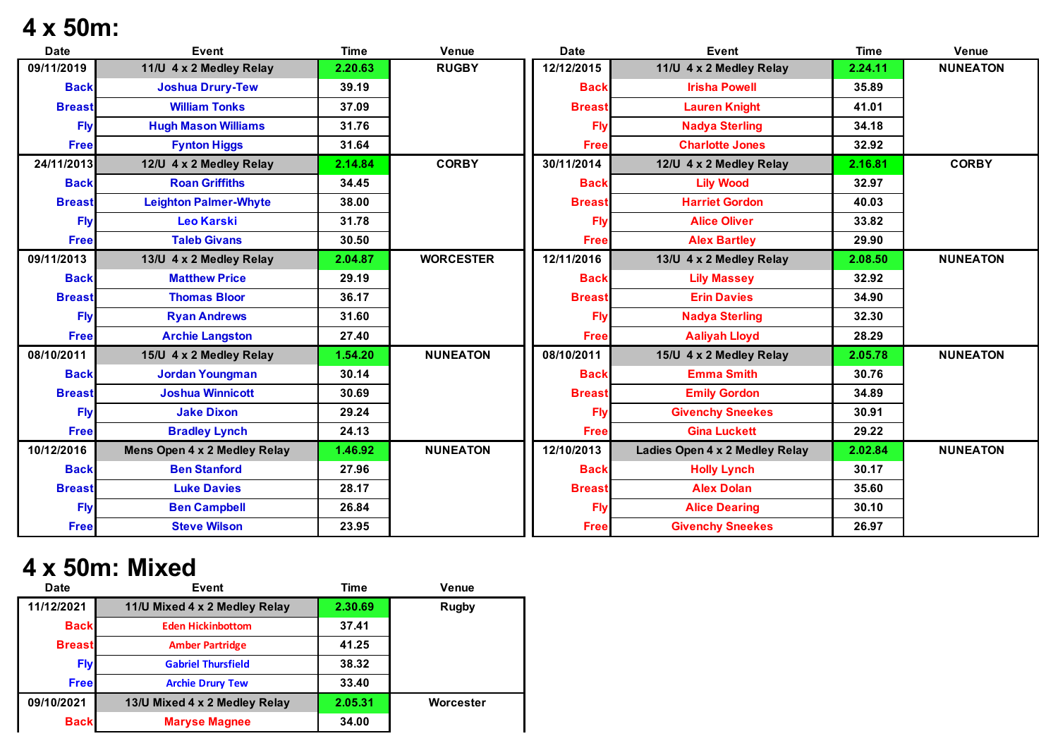# 4 x 50m:

| Date | Event | Time | Venue |
|---|---|---|---|
| 09/11/2019 | 11/U 4 x 2 Medley Relay | 2.20.63 | RUGBY |
| Back | Joshua Drury-Tew | 39.19 | |
| Breast | William Tonks | 37.09 | |
| Fly | Hugh Mason Williams | 31.76 | |
| Free | Fynton Higgs | 31.64 | |
| 24/11/2013 | 12/U 4 x 2 Medley Relay | 2.14.84 | CORBY |
| Back | Roan Griffiths | 34.45 | |
| Breast | Leighton Palmer-Whyte | 38.00 | |
| Fly | Leo Karski | 31.78 | |
| Free | Taleb Givans | 30.50 | |
| 09/11/2013 | 13/U 4 x 2 Medley Relay | 2.04.87 | WORCESTER |
| Back | Matthew Price | 29.19 | |
| Breast | Thomas Bloor | 36.17 | |
| Fly | Ryan Andrews | 31.60 | |
| Free | Archie Langston | 27.40 | |
| 08/10/2011 | 15/U 4 x 2 Medley Relay | 1.54.20 | NUNEATON |
| Back | Jordan Youngman | 30.14 | |
| Breast | Joshua Winnicott | 30.69 | |
| Fly | Jake Dixon | 29.24 | |
| Free | Bradley Lynch | 24.13 | |
| 10/12/2016 | Mens Open 4 x 2 Medley Relay | 1.46.92 | NUNEATON |
| Back | Ben Stanford | 27.96 | |
| Breast | Luke Davies | 28.17 | |
| Fly | Ben Campbell | 26.84 | |
| Free | Steve Wilson | 23.95 | |

| Date | Event | Time | Venue |
|---|---|---|---|
| 12/12/2015 | 11/U 4 x 2 Medley Relay | 2.24.11 | NUNEATON |
| Back | Irisha Powell | 35.89 | |
| Breast | Lauren Knight | 41.01 | |
| Fly | Nadya Sterling | 34.18 | |
| Free | Charlotte Jones | 32.92 | |
| 30/11/2014 | 12/U 4 x 2 Medley Relay | 2.16.81 | CORBY |
| Back | Lily Wood | 32.97 | |
| Breast | Harriet Gordon | 40.03 | |
| Fly | Alice Oliver | 33.82 | |
| Free | Alex Bartley | 29.90 | |
| 12/11/2016 | 13/U 4 x 2 Medley Relay | 2.08.50 | NUNEATON |
| Back | Lily Massey | 32.92 | |
| Breast | Erin Davies | 34.90 | |
| Fly | Nadya Sterling | 32.30 | |
| Free | Aaliyah Lloyd | 28.29 | |
| 08/10/2011 | 15/U 4 x 2 Medley Relay | 2.05.78 | NUNEATON |
| Back | Emma Smith | 30.76 | |
| Breast | Emily Gordon | 34.89 | |
| Fly | Givenchy Sneekes | 30.91 | |
| Free | Gina Luckett | 29.22 | |
| 12/10/2013 | Ladies Open 4 x 2 Medley Relay | 2.02.84 | NUNEATON |
| Back | Holly Lynch | 30.17 | |
| Breast | Alex Dolan | 35.60 | |
| Fly | Alice Dearing | 30.10 | |
| Free | Givenchy Sneekes | 26.97 | |

# 4 x 50m: Mixed

| Date | Event | Time | Venue |
|---|---|---|---|
| 11/12/2021 | 11/U Mixed 4 x 2 Medley Relay | 2.30.69 | Rugby |
| Back | Eden Hickinbottom | 37.41 | |
| Breast | Amber Partridge | 41.25 | |
| Fly | Gabriel Thursfield | 38.32 | |
| Free | Archie Drury Tew | 33.40 | |
| 09/10/2021 | 13/U Mixed 4 x 2 Medley Relay | 2.05.31 | Worcester |
| Back | Maryse Magnee | 34.00 | |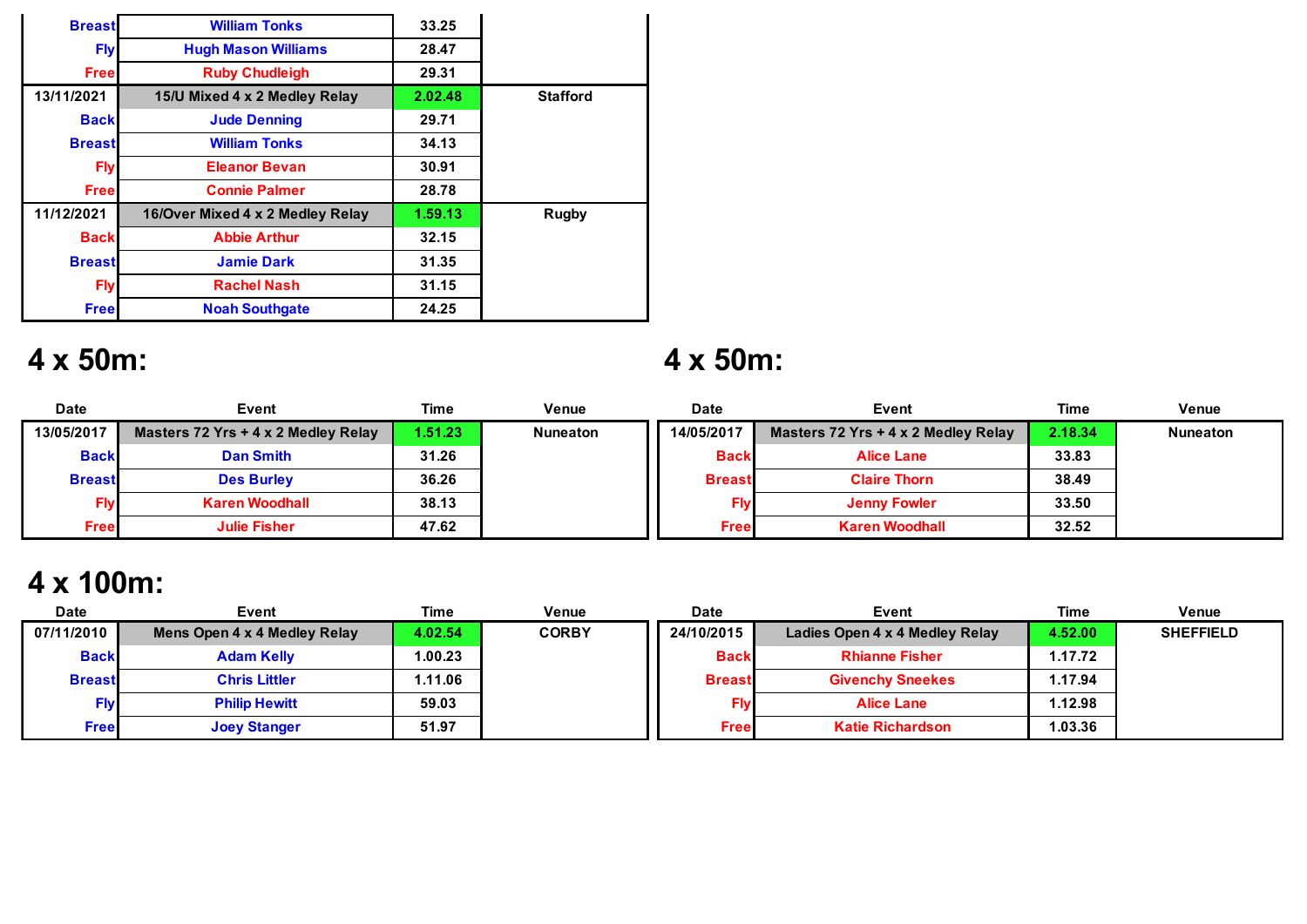| | | | |
|---|---|---|---|
| Breast | William Tonks | 33.25 | |
| Fly | Hugh Mason Williams | 28.47 | |
| Free | Ruby Chudleigh | 29.31 | |
| 13/11/2021 | 15/U Mixed 4 x 2 Medley Relay | 2.02.48 | Stafford |
| Back | Jude Denning | 29.71 | |
| Breast | William Tonks | 34.13 | |
| Fly | Eleanor Bevan | 30.91 | |
| Free | Connie Palmer | 28.78 | |
| 11/12/2021 | 16/Over Mixed 4 x 2 Medley Relay | 1.59.13 | Rugby |
| Back | Abbie Arthur | 32.15 | |
| Breast | Jamie Dark | 31.35 | |
| Fly | Rachel Nash | 31.15 | |
| Free | Noah Southgate | 24.25 | |

## 4 x 50m:

| Date | Event | Time | Venue |
|---|---|---|---|
| 13/05/2017 | Masters 72 Yrs + 4 x 2 Medley Relay | 1.51.23 | Nuneaton |
| Back | Dan Smith | 31.26 | |
| Breast | Des Burley | 36.26 | |
| Fly | Karen Woodhall | 38.13 | |
| Free | Julie Fisher | 47.62 | |

## 4 x 50m:

| Date | Event | Time | Venue |
|---|---|---|---|
| 14/05/2017 | Masters 72 Yrs + 4 x 2 Medley Relay | 2.18.34 | Nuneaton |
| Back | Alice Lane | 33.83 | |
| Breast | Claire Thorn | 38.49 | |
| Fly | Jenny Fowler | 33.50 | |
| Free | Karen Woodhall | 32.52 | |

## 4 x 100m:

| Date | Event | Time | Venue |
|---|---|---|---|
| 07/11/2010 | Mens Open 4 x 4 Medley Relay | 4.02.54 | CORBY |
| Back | Adam Kelly | 1.00.23 | |
| Breast | Chris Littler | 1.11.06 | |
| Fly | Philip Hewitt | 59.03 | |
| Free | Joey Stanger | 51.97 | |

| Date | Event | Time | Venue |
|---|---|---|---|
| 24/10/2015 | Ladies Open 4 x 4 Medley Relay | 4.52.00 | SHEFFIELD |
| Back | Rhianne Fisher | 1.17.72 | |
| Breast | Givenchy Sneekes | 1.17.94 | |
| Fly | Alice Lane | 1.12.98 | |
| Free | Katie Richardson | 1.03.36 | |